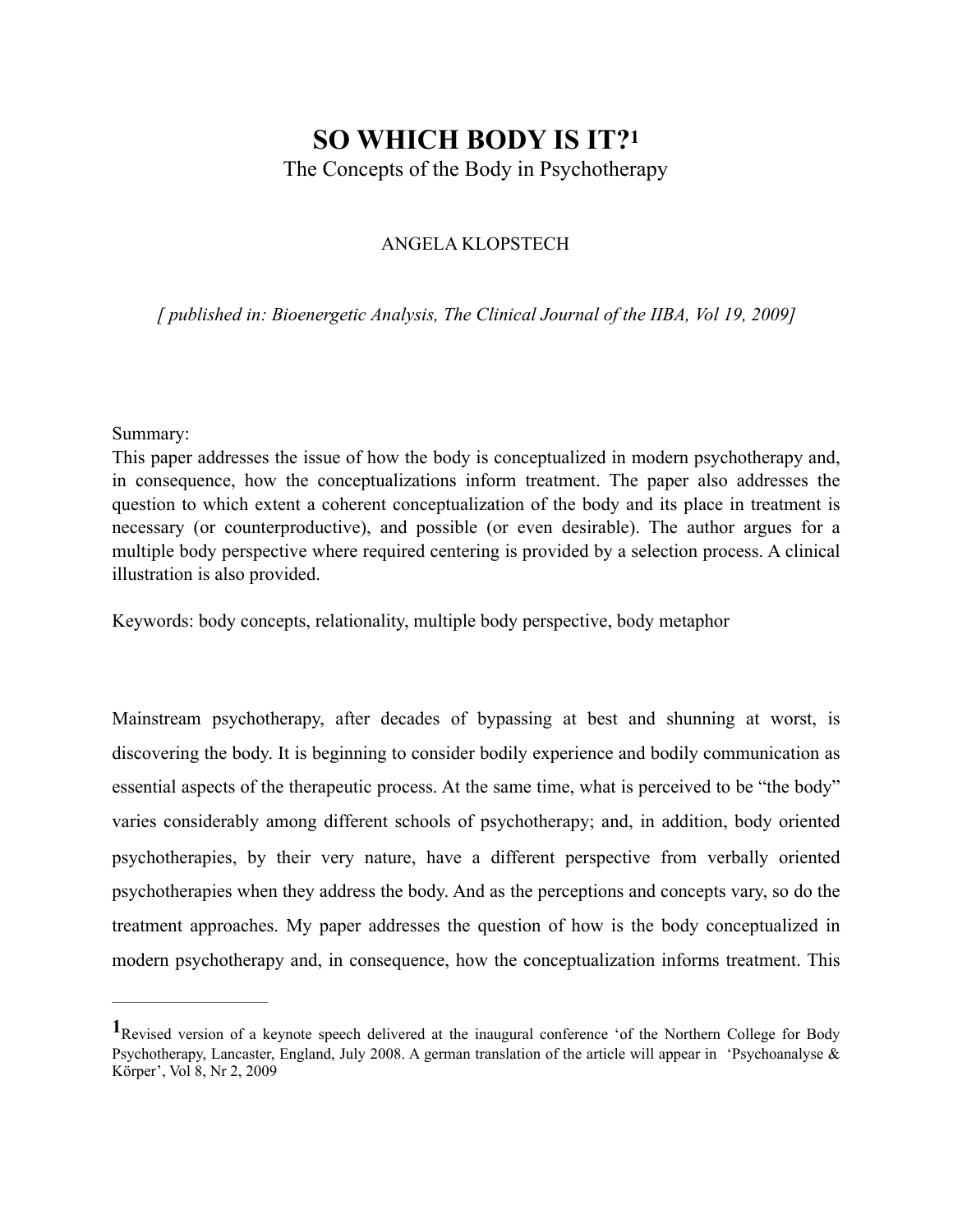# SO WHICH BODY IS IT?[1]

The Concepts of the Body in Psychotherapy

ANGELA KLOPSTECH

*[ published in: Bioenergetic Analysis, The Clinical Journal of the IIBA, Vol 19, 2009]*

Summary:
This paper addresses the issue of how the body is conceptualized in modern psychotherapy and, in consequence, how the conceptualizations inform treatment. The paper also addresses the question to which extent a coherent conceptualization of the body and its place in treatment is necessary (or counterproductive), and possible (or even desirable). The author argues for a multiple body perspective where required centering is provided by a selection process. A clinical illustration is also provided.

Keywords: body concepts, relationality, multiple body perspective, body metaphor

Mainstream psychotherapy, after decades of bypassing at best and shunning at worst, is discovering the body. It is beginning to consider bodily experience and bodily communication as essential aspects of the therapeutic process. At the same time, what is perceived to be "the body" varies considerably among different schools of psychotherapy; and, in addition, body oriented psychotherapies, by their very nature, have a different perspective from verbally oriented psychotherapies when they address the body. And as the perceptions and concepts vary, so do the treatment approaches. My paper addresses the question of how is the body conceptualized in modern psychotherapy and, in consequence, how the conceptualization informs treatment. This

---

[1] Revised version of a keynote speech delivered at the inaugural conference 'of the Northern College for Body Psychotherapy, Lancaster, England, July 2008. A german translation of the article will appear in 'Psychoanalyse & Körper', Vol 8, Nr 2, 2009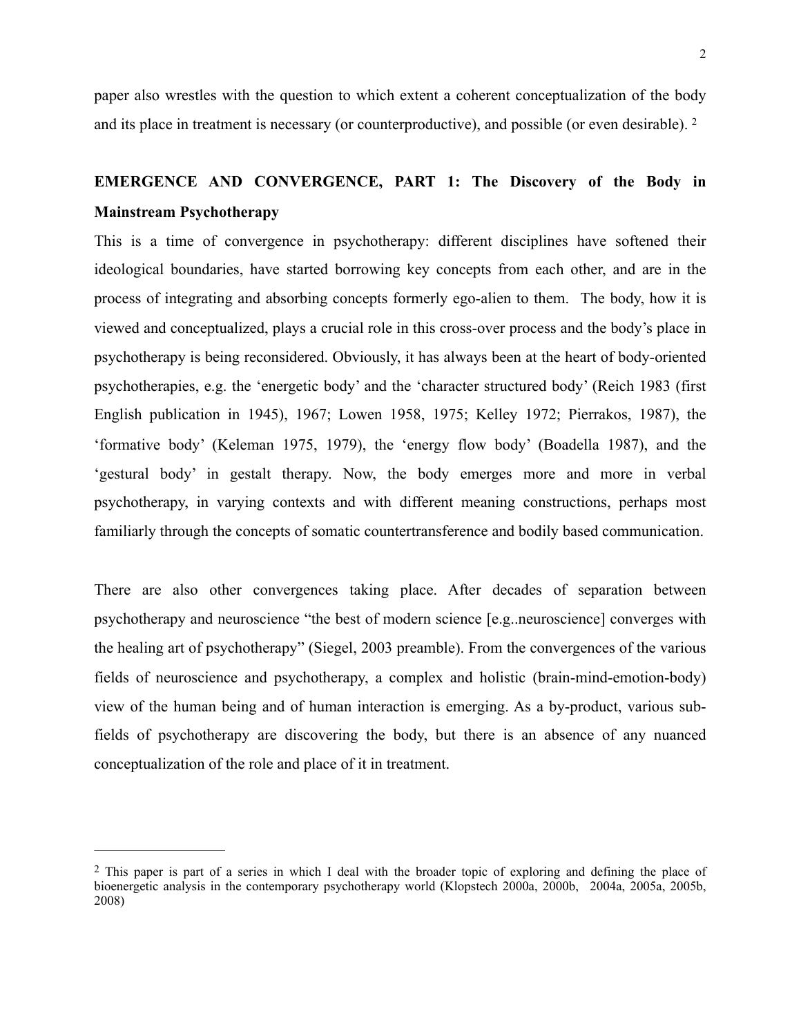paper also wrestles with the question to which extent a coherent conceptualization of the body and its place in treatment is necessary (or counterproductive), and possible (or even desirable). [2]

## EMERGENCE AND CONVERGENCE, PART 1: The Discovery of the Body in Mainstream Psychotherapy

This is a time of convergence in psychotherapy: different disciplines have softened their ideological boundaries, have started borrowing key concepts from each other, and are in the process of integrating and absorbing concepts formerly ego-alien to them. The body, how it is viewed and conceptualized, plays a crucial role in this cross-over process and the body's place in psychotherapy is being reconsidered. Obviously, it has always been at the heart of body-oriented psychotherapies, e.g. the 'energetic body' and the 'character structured body' (Reich 1983 (first English publication in 1945), 1967; Lowen 1958, 1975; Kelley 1972; Pierrakos, 1987), the 'formative body' (Keleman 1975, 1979), the 'energy flow body' (Boadella 1987), and the 'gestural body' in gestalt therapy. Now, the body emerges more and more in verbal psychotherapy, in varying contexts and with different meaning constructions, perhaps most familiarly through the concepts of somatic countertransference and bodily based communication.

There are also other convergences taking place. After decades of separation between psychotherapy and neuroscience "the best of modern science [e.g..neuroscience] converges with the healing art of psychotherapy" (Siegel, 2003 preamble). From the convergences of the various fields of neuroscience and psychotherapy, a complex and holistic (brain-mind-emotion-body) view of the human being and of human interaction is emerging. As a by-product, various sub-fields of psychotherapy are discovering the body, but there is an absence of any nuanced conceptualization of the role and place of it in treatment.

---

[2] This paper is part of a series in which I deal with the broader topic of exploring and defining the place of bioenergetic analysis in the contemporary psychotherapy world (Klopstech 2000a, 2000b, 2004a, 2005a, 2005b, 2008)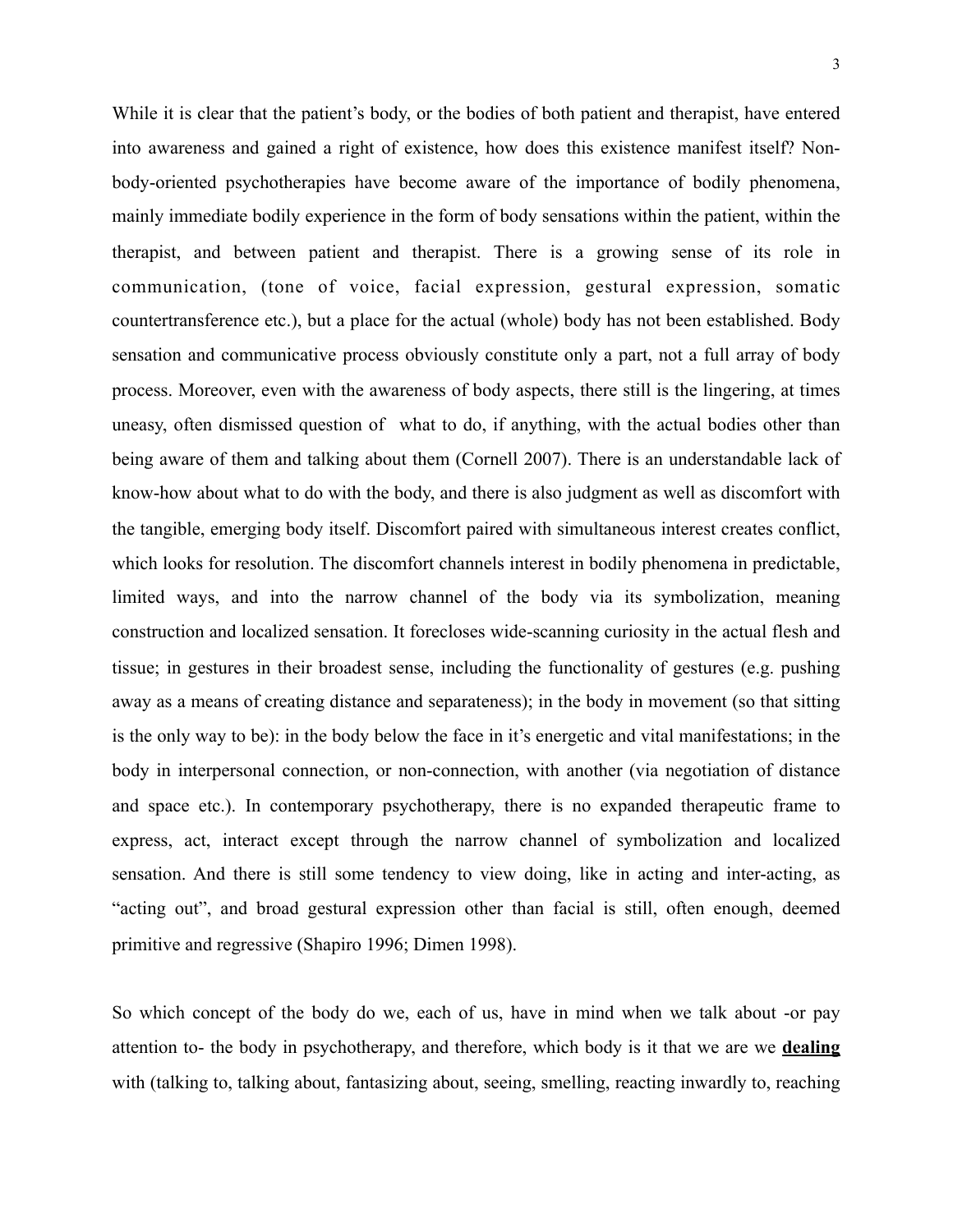While it is clear that the patient's body, or the bodies of both patient and therapist, have entered into awareness and gained a right of existence, how does this existence manifest itself? Non-body-oriented psychotherapies have become aware of the importance of bodily phenomena, mainly immediate bodily experience in the form of body sensations within the patient, within the therapist, and between patient and therapist. There is a growing sense of its role in communication, (tone of voice, facial expression, gestural expression, somatic countertransference etc.), but a place for the actual (whole) body has not been established. Body sensation and communicative process obviously constitute only a part, not a full array of body process. Moreover, even with the awareness of body aspects, there still is the lingering, at times uneasy, often dismissed question of  what to do, if anything, with the actual bodies other than being aware of them and talking about them (Cornell 2007). There is an understandable lack of know-how about what to do with the body, and there is also judgment as well as discomfort with the tangible, emerging body itself. Discomfort paired with simultaneous interest creates conflict, which looks for resolution. The discomfort channels interest in bodily phenomena in predictable, limited ways, and into the narrow channel of the body via its symbolization, meaning construction and localized sensation. It forecloses wide-scanning curiosity in the actual flesh and tissue; in gestures in their broadest sense, including the functionality of gestures (e.g. pushing away as a means of creating distance and separateness); in the body in movement (so that sitting is the only way to be): in the body below the face in it's energetic and vital manifestations; in the body in interpersonal connection, or non-connection, with another (via negotiation of distance and space etc.). In contemporary psychotherapy, there is no expanded therapeutic frame to express, act, interact except through the narrow channel of symbolization and localized sensation. And there is still some tendency to view doing, like in acting and inter-acting, as "acting out", and broad gestural expression other than facial is still, often enough, deemed primitive and regressive (Shapiro 1996; Dimen 1998).

So which concept of the body do we, each of us, have in mind when we talk about -or pay attention to- the body in psychotherapy, and therefore, which body is it that we are we **dealing** with (talking to, talking about, fantasizing about, seeing, smelling, reacting inwardly to, reaching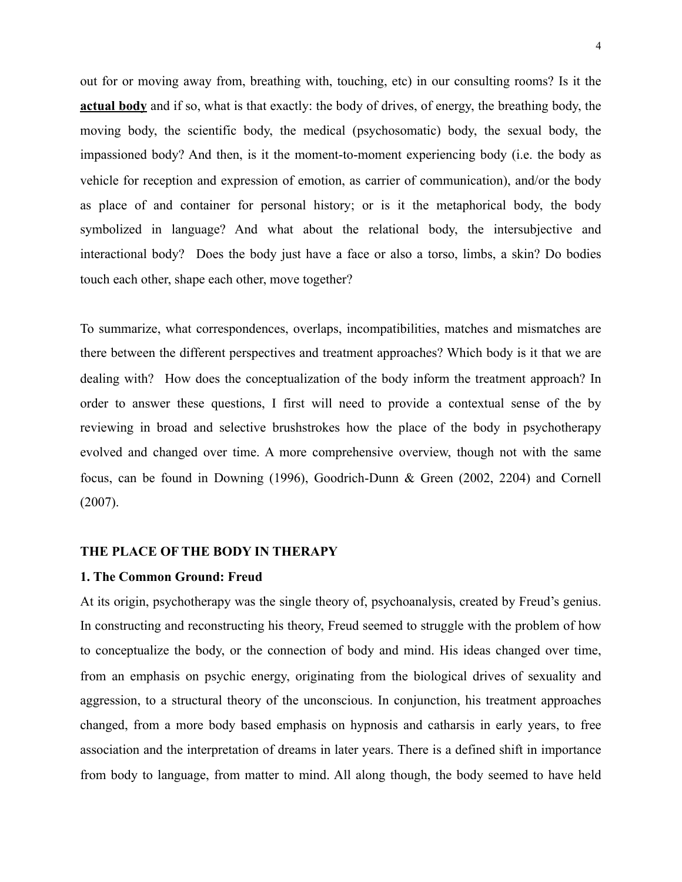out for or moving away from, breathing with, touching, etc) in our consulting rooms? Is it the **actual body** and if so, what is that exactly: the body of drives, of energy, the breathing body, the moving body, the scientific body, the medical (psychosomatic) body, the sexual body, the impassioned body? And then, is it the moment-to-moment experiencing body (i.e. the body as vehicle for reception and expression of emotion, as carrier of communication), and/or the body as place of and container for personal history; or is it the metaphorical body, the body symbolized in language? And what about the relational body, the intersubjective and interactional body? Does the body just have a face or also a torso, limbs, a skin? Do bodies touch each other, shape each other, move together?

To summarize, what correspondences, overlaps, incompatibilities, matches and mismatches are there between the different perspectives and treatment approaches? Which body is it that we are dealing with? How does the conceptualization of the body inform the treatment approach? In order to answer these questions, I first will need to provide a contextual sense of the by reviewing in broad and selective brushstrokes how the place of the body in psychotherapy evolved and changed over time. A more comprehensive overview, though not with the same focus, can be found in Downing (1996), Goodrich-Dunn & Green (2002, 2204) and Cornell (2007).

## THE PLACE OF THE BODY IN THERAPY

### 1. The Common Ground: Freud

At its origin, psychotherapy was the single theory of, psychoanalysis, created by Freud's genius. In constructing and reconstructing his theory, Freud seemed to struggle with the problem of how to conceptualize the body, or the connection of body and mind. His ideas changed over time, from an emphasis on psychic energy, originating from the biological drives of sexuality and aggression, to a structural theory of the unconscious. In conjunction, his treatment approaches changed, from a more body based emphasis on hypnosis and catharsis in early years, to free association and the interpretation of dreams in later years. There is a defined shift in importance from body to language, from matter to mind. All along though, the body seemed to have held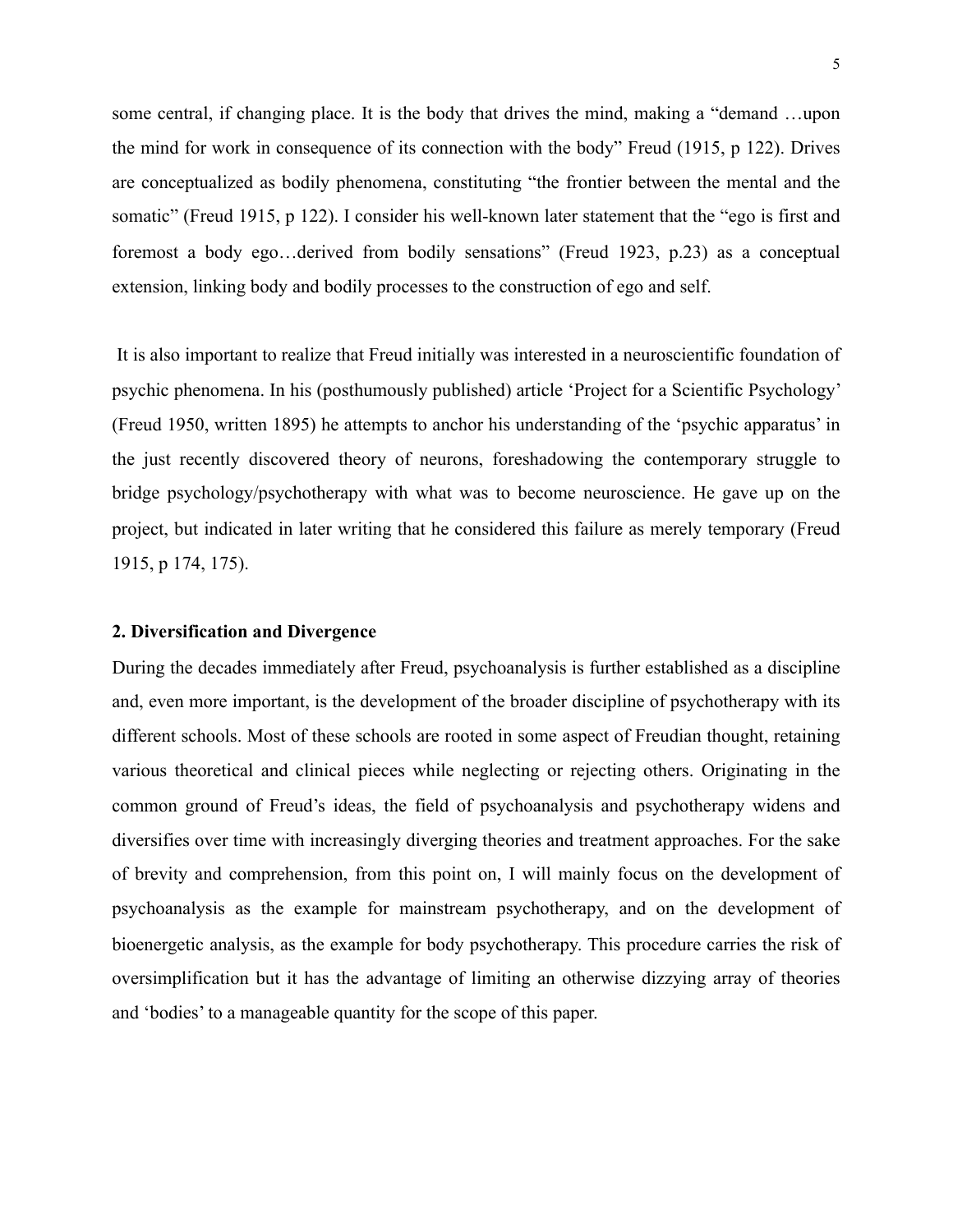some central, if changing place. It is the body that drives the mind, making a "demand …upon the mind for work in consequence of its connection with the body" Freud (1915, p 122). Drives are conceptualized as bodily phenomena, constituting "the frontier between the mental and the somatic" (Freud 1915, p 122). I consider his well-known later statement that the "ego is first and foremost a body ego…derived from bodily sensations" (Freud 1923, p.23) as a conceptual extension, linking body and bodily processes to the construction of ego and self.

It is also important to realize that Freud initially was interested in a neuroscientific foundation of psychic phenomena. In his (posthumously published) article 'Project for a Scientific Psychology' (Freud 1950, written 1895) he attempts to anchor his understanding of the 'psychic apparatus' in the just recently discovered theory of neurons, foreshadowing the contemporary struggle to bridge psychology/psychotherapy with what was to become neuroscience. He gave up on the project, but indicated in later writing that he considered this failure as merely temporary (Freud 1915, p 174, 175).

## 2. Diversification and Divergence

During the decades immediately after Freud, psychoanalysis is further established as a discipline and, even more important, is the development of the broader discipline of psychotherapy with its different schools. Most of these schools are rooted in some aspect of Freudian thought, retaining various theoretical and clinical pieces while neglecting or rejecting others. Originating in the common ground of Freud's ideas, the field of psychoanalysis and psychotherapy widens and diversifies over time with increasingly diverging theories and treatment approaches. For the sake of brevity and comprehension, from this point on, I will mainly focus on the development of psychoanalysis as the example for mainstream psychotherapy, and on the development of bioenergetic analysis, as the example for body psychotherapy. This procedure carries the risk of oversimplification but it has the advantage of limiting an otherwise dizzying array of theories and 'bodies' to a manageable quantity for the scope of this paper.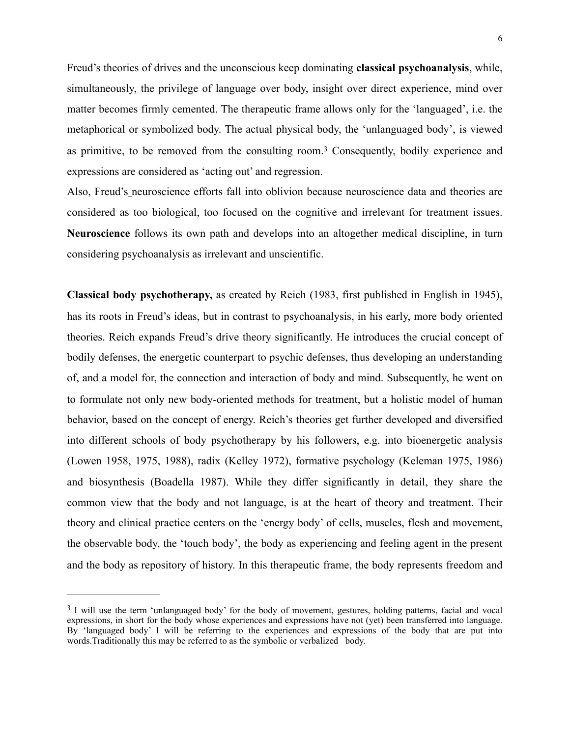Freud's theories of drives and the unconscious keep dominating **classical psychoanalysis**, while, simultaneously, the privilege of language over body, insight over direct experience, mind over matter becomes firmly cemented. The therapeutic frame allows only for the 'languaged', i.e. the metaphorical or symbolized body. The actual physical body, the 'unlanguaged body', is viewed as primitive, to be removed from the consulting room.[3] Consequently, bodily experience and expressions are considered as 'acting out' and regression.

Also, Freud's neuroscience efforts fall into oblivion because neuroscience data and theories are considered as too biological, too focused on the cognitive and irrelevant for treatment issues. **Neuroscience** follows its own path and develops into an altogether medical discipline, in turn considering psychoanalysis as irrelevant and unscientific.

**Classical body psychotherapy,** as created by Reich (1983, first published in English in 1945), has its roots in Freud's ideas, but in contrast to psychoanalysis, in his early, more body oriented theories. Reich expands Freud's drive theory significantly. He introduces the crucial concept of bodily defenses, the energetic counterpart to psychic defenses, thus developing an understanding of, and a model for, the connection and interaction of body and mind. Subsequently, he went on to formulate not only new body-oriented methods for treatment, but a holistic model of human behavior, based on the concept of energy. Reich's theories get further developed and diversified into different schools of body psychotherapy by his followers, e.g. into bioenergetic analysis (Lowen 1958, 1975, 1988), radix (Kelley 1972), formative psychology (Keleman 1975, 1986) and biosynthesis (Boadella 1987). While they differ significantly in detail, they share the common view that the body and not language, is at the heart of theory and treatment. Their theory and clinical practice centers on the 'energy body' of cells, muscles, flesh and movement, the observable body, the 'touch body', the body as experiencing and feeling agent in the present and the body as repository of history. In this therapeutic frame, the body represents freedom and

---

[3] I will use the term 'unlanguaged body' for the body of movement, gestures, holding patterns, facial and vocal expressions, in short for the body whose experiences and expressions have not (yet) been transferred into language. By 'languaged body' I will be referring to the experiences and expressions of the body that are put into words.Traditionally this may be referred to as the symbolic or verbalized body.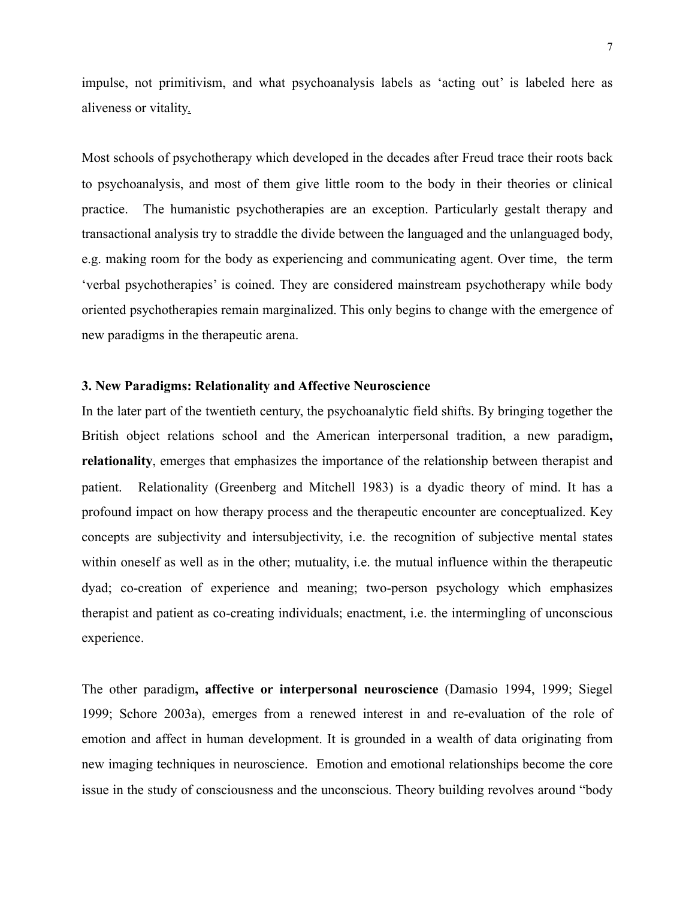impulse, not primitivism, and what psychoanalysis labels as 'acting out' is labeled here as aliveness or vitality.

Most schools of psychotherapy which developed in the decades after Freud trace their roots back to psychoanalysis, and most of them give little room to the body in their theories or clinical practice. The humanistic psychotherapies are an exception. Particularly gestalt therapy and transactional analysis try to straddle the divide between the languaged and the unlanguaged body, e.g. making room for the body as experiencing and communicating agent. Over time, the term 'verbal psychotherapies' is coined. They are considered mainstream psychotherapy while body oriented psychotherapies remain marginalized. This only begins to change with the emergence of new paradigms in the therapeutic arena.

## 3. New Paradigms: Relationality and Affective Neuroscience

In the later part of the twentieth century, the psychoanalytic field shifts. By bringing together the British object relations school and the American interpersonal tradition, a new paradigm**, relationality**, emerges that emphasizes the importance of the relationship between therapist and patient. Relationality (Greenberg and Mitchell 1983) is a dyadic theory of mind. It has a profound impact on how therapy process and the therapeutic encounter are conceptualized. Key concepts are subjectivity and intersubjectivity, i.e. the recognition of subjective mental states within oneself as well as in the other; mutuality, i.e. the mutual influence within the therapeutic dyad; co-creation of experience and meaning; two-person psychology which emphasizes therapist and patient as co-creating individuals; enactment, i.e. the intermingling of unconscious experience.

The other paradigm**, affective or interpersonal neuroscience** (Damasio 1994, 1999; Siegel 1999; Schore 2003a), emerges from a renewed interest in and re-evaluation of the role of emotion and affect in human development. It is grounded in a wealth of data originating from new imaging techniques in neuroscience. Emotion and emotional relationships become the core issue in the study of consciousness and the unconscious. Theory building revolves around "body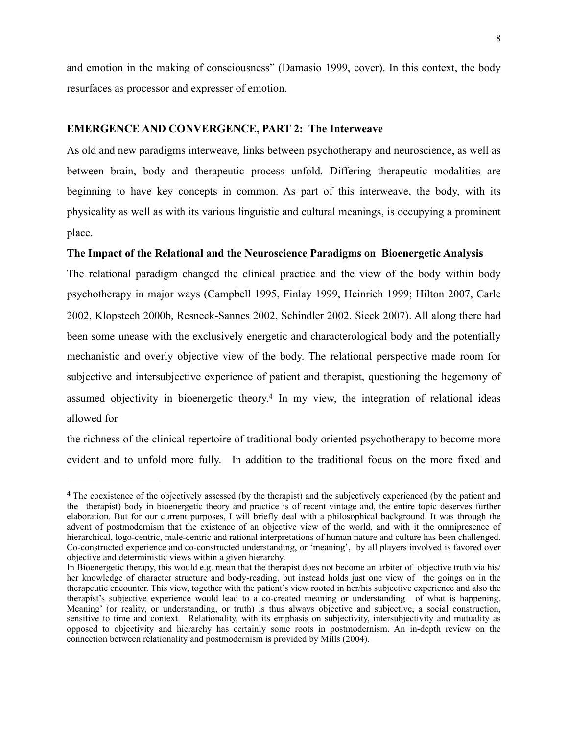and emotion in the making of consciousness" (Damasio 1999, cover). In this context, the body resurfaces as processor and expresser of emotion.

## EMERGENCE AND CONVERGENCE, PART 2: The Interweave

As old and new paradigms interweave, links between psychotherapy and neuroscience, as well as between brain, body and therapeutic process unfold. Differing therapeutic modalities are beginning to have key concepts in common. As part of this interweave, the body, with its physicality as well as with its various linguistic and cultural meanings, is occupying a prominent place.

### The Impact of the Relational and the Neuroscience Paradigms on Bioenergetic Analysis

The relational paradigm changed the clinical practice and the view of the body within body psychotherapy in major ways (Campbell 1995, Finlay 1999, Heinrich 1999; Hilton 2007, Carle 2002, Klopstech 2000b, Resneck-Sannes 2002, Schindler 2002. Sieck 2007). All along there had been some unease with the exclusively energetic and characterological body and the potentially mechanistic and overly objective view of the body. The relational perspective made room for subjective and intersubjective experience of patient and therapist, questioning the hegemony of assumed objectivity in bioenergetic theory.[4] In my view, the integration of relational ideas allowed for

the richness of the clinical repertoire of traditional body oriented psychotherapy to become more evident and to unfold more fully. In addition to the traditional focus on the more fixed and

---

[4] The coexistence of the objectively assessed (by the therapist) and the subjectively experienced (by the patient and the therapist) body in bioenergetic theory and practice is of recent vintage and, the entire topic deserves further elaboration. But for our current purposes, I will briefly deal with a philosophical background. It was through the advent of postmodernism that the existence of an objective view of the world, and with it the omnipresence of hierarchical, logo-centric, male-centric and rational interpretations of human nature and culture has been challenged. Co-constructed experience and co-constructed understanding, or 'meaning', by all players involved is favored over objective and deterministic views within a given hierarchy.

In Bioenergetic therapy, this would e.g. mean that the therapist does not become an arbiter of objective truth via his/her knowledge of character structure and body-reading, but instead holds just one view of the goings on in the therapeutic encounter. This view, together with the patient's view rooted in her/his subjective experience and also the therapist's subjective experience would lead to a co-created meaning or understanding of what is happening. Meaning' (or reality, or understanding, or truth) is thus always objective and subjective, a social construction, sensitive to time and context. Relationality, with its emphasis on subjectivity, intersubjectivity and mutuality as opposed to objectivity and hierarchy has certainly some roots in postmodernism. An in-depth review on the connection between relationality and postmodernism is provided by Mills (2004).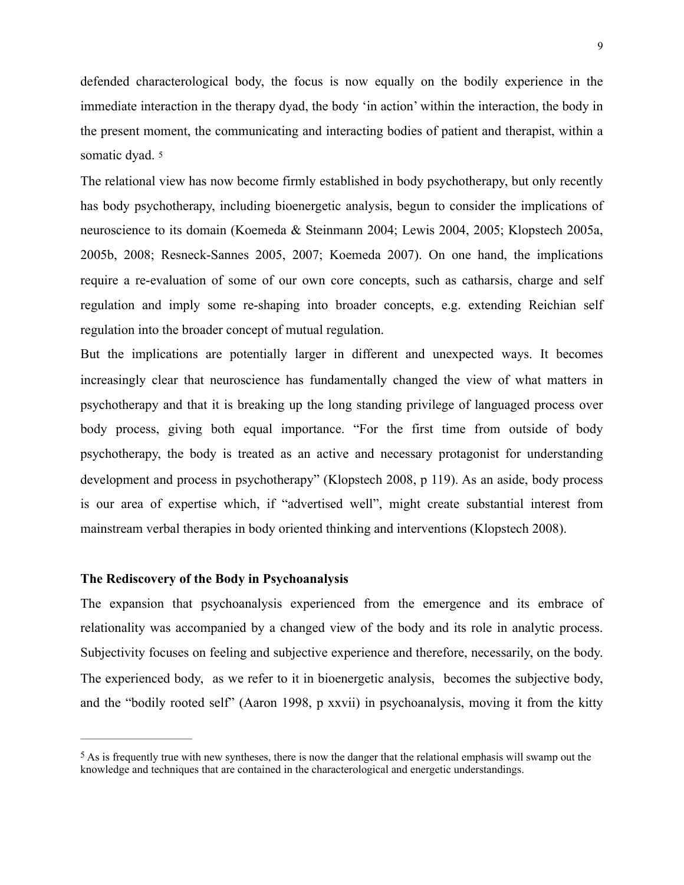defended characterological body, the focus is now equally on the bodily experience in the immediate interaction in the therapy dyad, the body 'in action' within the interaction, the body in the present moment, the communicating and interacting bodies of patient and therapist, within a somatic dyad. [5]

The relational view has now become firmly established in body psychotherapy, but only recently has body psychotherapy, including bioenergetic analysis, begun to consider the implications of neuroscience to its domain (Koemeda & Steinmann 2004; Lewis 2004, 2005; Klopstech 2005a, 2005b, 2008; Resneck-Sannes 2005, 2007; Koemeda 2007). On one hand, the implications require a re-evaluation of some of our own core concepts, such as catharsis, charge and self regulation and imply some re-shaping into broader concepts, e.g. extending Reichian self regulation into the broader concept of mutual regulation.

But the implications are potentially larger in different and unexpected ways. It becomes increasingly clear that neuroscience has fundamentally changed the view of what matters in psychotherapy and that it is breaking up the long standing privilege of languaged process over body process, giving both equal importance. "For the first time from outside of body psychotherapy, the body is treated as an active and necessary protagonist for understanding development and process in psychotherapy" (Klopstech 2008, p 119). As an aside, body process is our area of expertise which, if "advertised well", might create substantial interest from mainstream verbal therapies in body oriented thinking and interventions (Klopstech 2008).

**The Rediscovery of the Body in Psychoanalysis**

The expansion that psychoanalysis experienced from the emergence and its embrace of relationality was accompanied by a changed view of the body and its role in analytic process. Subjectivity focuses on feeling and subjective experience and therefore, necessarily, on the body. The experienced body, as we refer to it in bioenergetic analysis, becomes the subjective body, and the "bodily rooted self" (Aaron 1998, p xxvii) in psychoanalysis, moving it from the kitty

---

[5] As is frequently true with new syntheses, there is now the danger that the relational emphasis will swamp out the knowledge and techniques that are contained in the characterological and energetic understandings.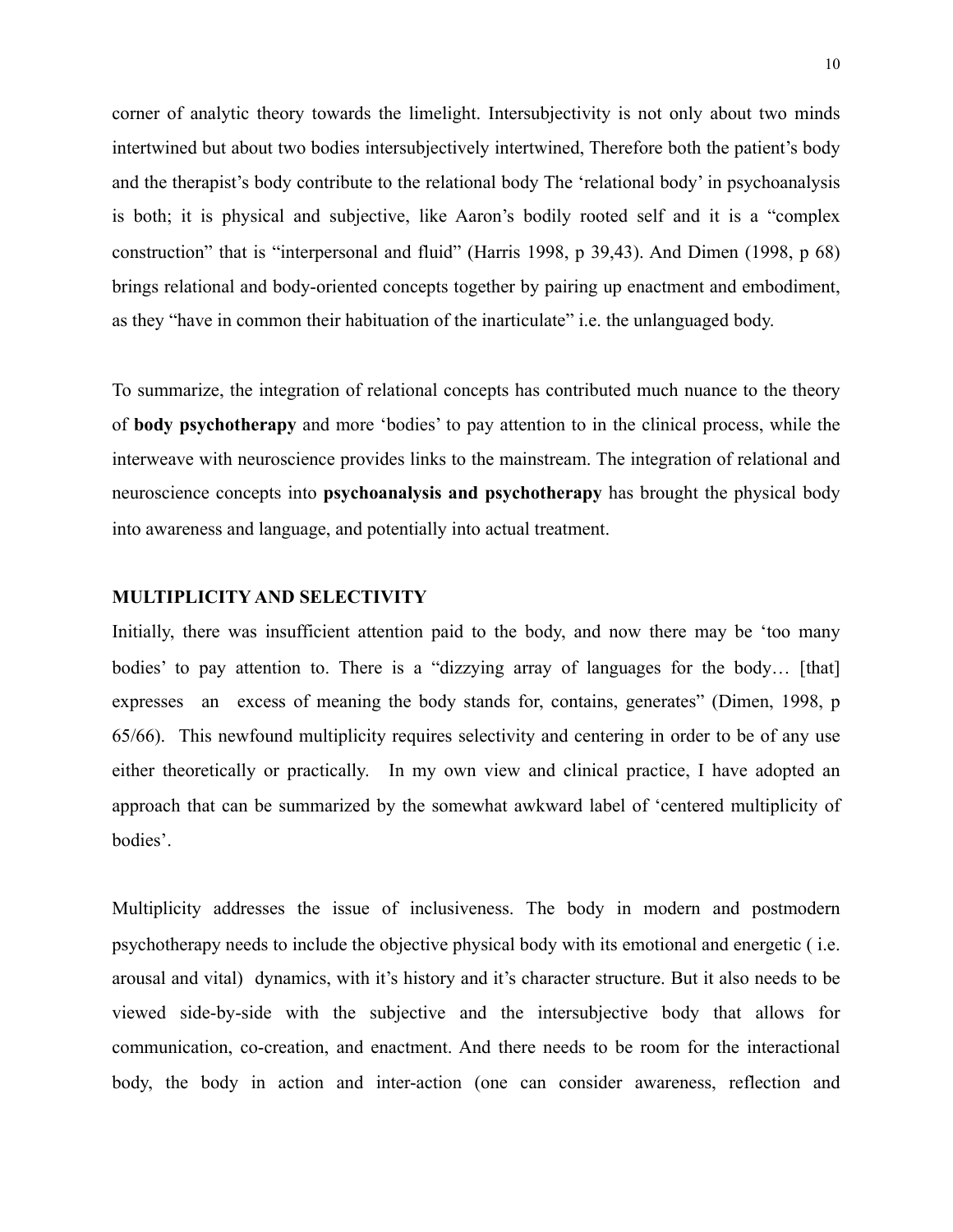corner of analytic theory towards the limelight. Intersubjectivity is not only about two minds intertwined but about two bodies intersubjectively intertwined, Therefore both the patient's body and the therapist's body contribute to the relational body The 'relational body' in psychoanalysis is both; it is physical and subjective, like Aaron's bodily rooted self and it is a "complex construction" that is "interpersonal and fluid" (Harris 1998, p 39,43). And Dimen (1998, p 68) brings relational and body-oriented concepts together by pairing up enactment and embodiment, as they "have in common their habituation of the inarticulate" i.e. the unlanguaged body.

To summarize, the integration of relational concepts has contributed much nuance to the theory of **body psychotherapy** and more 'bodies' to pay attention to in the clinical process, while the interweave with neuroscience provides links to the mainstream. The integration of relational and neuroscience concepts into **psychoanalysis and psychotherapy** has brought the physical body into awareness and language, and potentially into actual treatment.

**MULTIPLICITY AND SELECTIVITY**

Initially, there was insufficient attention paid to the body, and now there may be 'too many bodies' to pay attention to. There is a "dizzying array of languages for the body… [that] expresses an excess of meaning the body stands for, contains, generates" (Dimen, 1998, p 65/66). This newfound multiplicity requires selectivity and centering in order to be of any use either theoretically or practically. In my own view and clinical practice, I have adopted an approach that can be summarized by the somewhat awkward label of 'centered multiplicity of bodies'.

Multiplicity addresses the issue of inclusiveness. The body in modern and postmodern psychotherapy needs to include the objective physical body with its emotional and energetic ( i.e. arousal and vital) dynamics, with it's history and it's character structure. But it also needs to be viewed side-by-side with the subjective and the intersubjective body that allows for communication, co-creation, and enactment. And there needs to be room for the interactional body, the body in action and inter-action (one can consider awareness, reflection and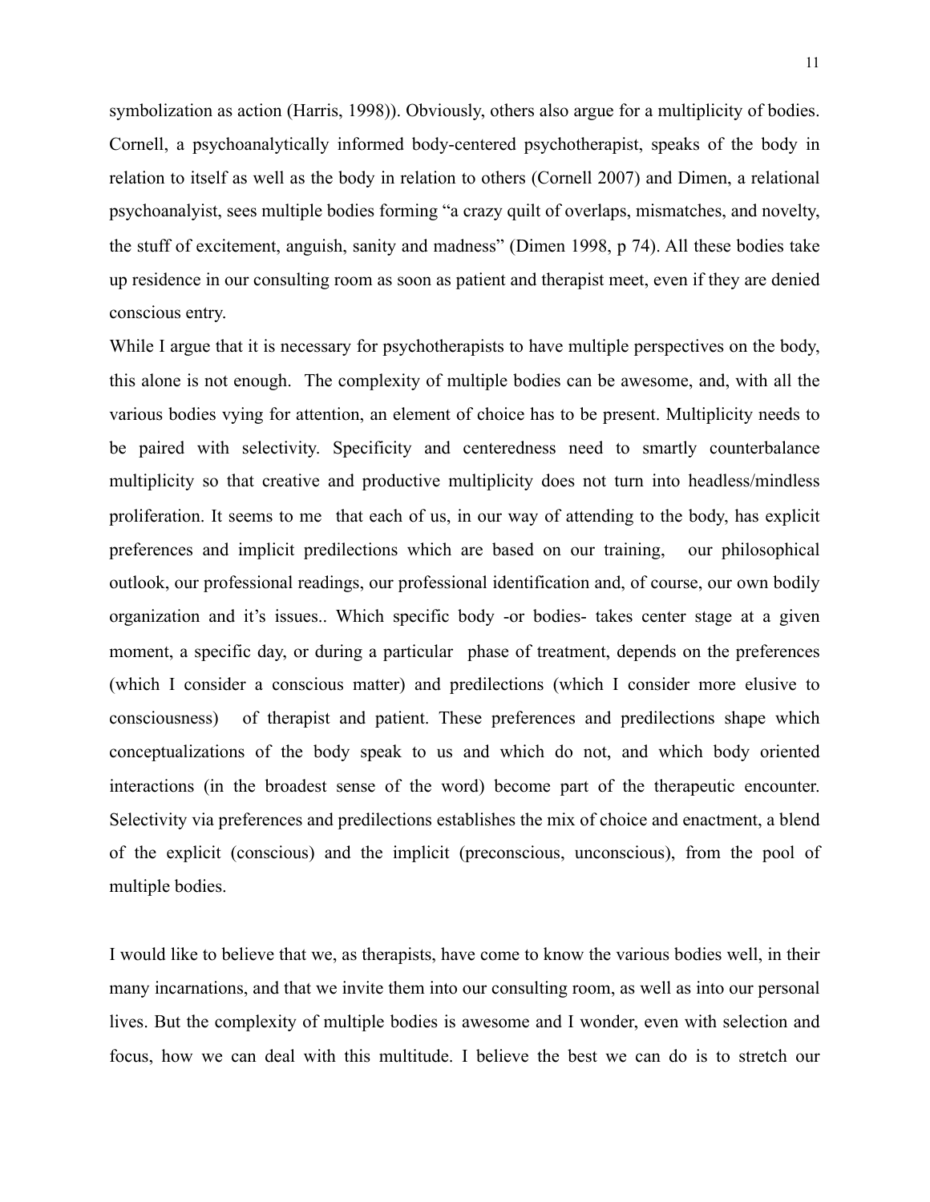symbolization as action (Harris, 1998)). Obviously, others also argue for a multiplicity of bodies. Cornell, a psychoanalytically informed body-centered psychotherapist, speaks of the body in relation to itself as well as the body in relation to others (Cornell 2007) and Dimen, a relational psychoanalyist, sees multiple bodies forming "a crazy quilt of overlaps, mismatches, and novelty, the stuff of excitement, anguish, sanity and madness" (Dimen 1998, p 74). All these bodies take up residence in our consulting room as soon as patient and therapist meet, even if they are denied conscious entry.

While I argue that it is necessary for psychotherapists to have multiple perspectives on the body, this alone is not enough. The complexity of multiple bodies can be awesome, and, with all the various bodies vying for attention, an element of choice has to be present. Multiplicity needs to be paired with selectivity. Specificity and centeredness need to smartly counterbalance multiplicity so that creative and productive multiplicity does not turn into headless/mindless proliferation. It seems to me that each of us, in our way of attending to the body, has explicit preferences and implicit predilections which are based on our training, our philosophical outlook, our professional readings, our professional identification and, of course, our own bodily organization and it's issues.. Which specific body -or bodies- takes center stage at a given moment, a specific day, or during a particular phase of treatment, depends on the preferences (which I consider a conscious matter) and predilections (which I consider more elusive to consciousness) of therapist and patient. These preferences and predilections shape which conceptualizations of the body speak to us and which do not, and which body oriented interactions (in the broadest sense of the word) become part of the therapeutic encounter. Selectivity via preferences and predilections establishes the mix of choice and enactment, a blend of the explicit (conscious) and the implicit (preconscious, unconscious), from the pool of multiple bodies.

I would like to believe that we, as therapists, have come to know the various bodies well, in their many incarnations, and that we invite them into our consulting room, as well as into our personal lives. But the complexity of multiple bodies is awesome and I wonder, even with selection and focus, how we can deal with this multitude. I believe the best we can do is to stretch our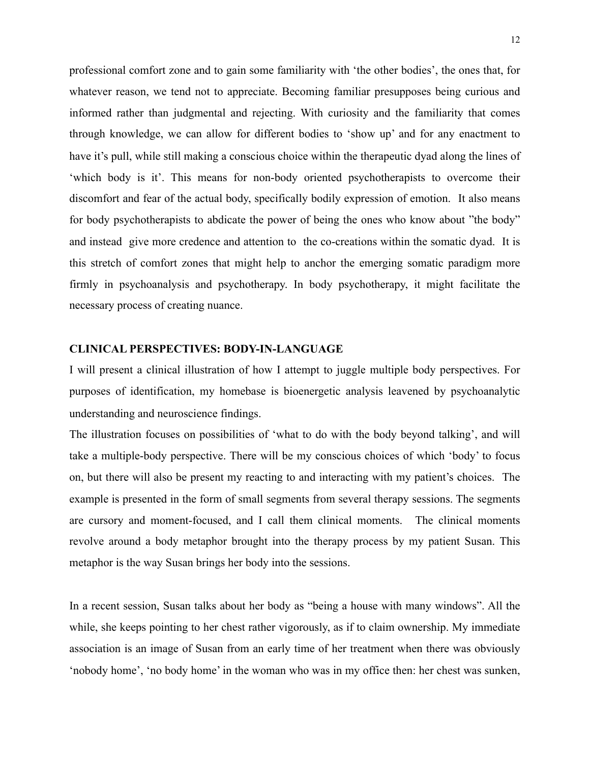professional comfort zone and to gain some familiarity with 'the other bodies', the ones that, for whatever reason, we tend not to appreciate. Becoming familiar presupposes being curious and informed rather than judgmental and rejecting. With curiosity and the familiarity that comes through knowledge, we can allow for different bodies to 'show up' and for any enactment to have it's pull, while still making a conscious choice within the therapeutic dyad along the lines of 'which body is it'. This means for non-body oriented psychotherapists to overcome their discomfort and fear of the actual body, specifically bodily expression of emotion. It also means for body psychotherapists to abdicate the power of being the ones who know about "the body" and instead give more credence and attention to the co-creations within the somatic dyad. It is this stretch of comfort zones that might help to anchor the emerging somatic paradigm more firmly in psychoanalysis and psychotherapy. In body psychotherapy, it might facilitate the necessary process of creating nuance.

## CLINICAL PERSPECTIVES: BODY-IN-LANGUAGE

I will present a clinical illustration of how I attempt to juggle multiple body perspectives. For purposes of identification, my homebase is bioenergetic analysis leavened by psychoanalytic understanding and neuroscience findings.

The illustration focuses on possibilities of 'what to do with the body beyond talking', and will take a multiple-body perspective. There will be my conscious choices of which 'body' to focus on, but there will also be present my reacting to and interacting with my patient's choices. The example is presented in the form of small segments from several therapy sessions. The segments are cursory and moment-focused, and I call them clinical moments. The clinical moments revolve around a body metaphor brought into the therapy process by my patient Susan. This metaphor is the way Susan brings her body into the sessions.

In a recent session, Susan talks about her body as "being a house with many windows". All the while, she keeps pointing to her chest rather vigorously, as if to claim ownership. My immediate association is an image of Susan from an early time of her treatment when there was obviously 'nobody home', 'no body home' in the woman who was in my office then: her chest was sunken,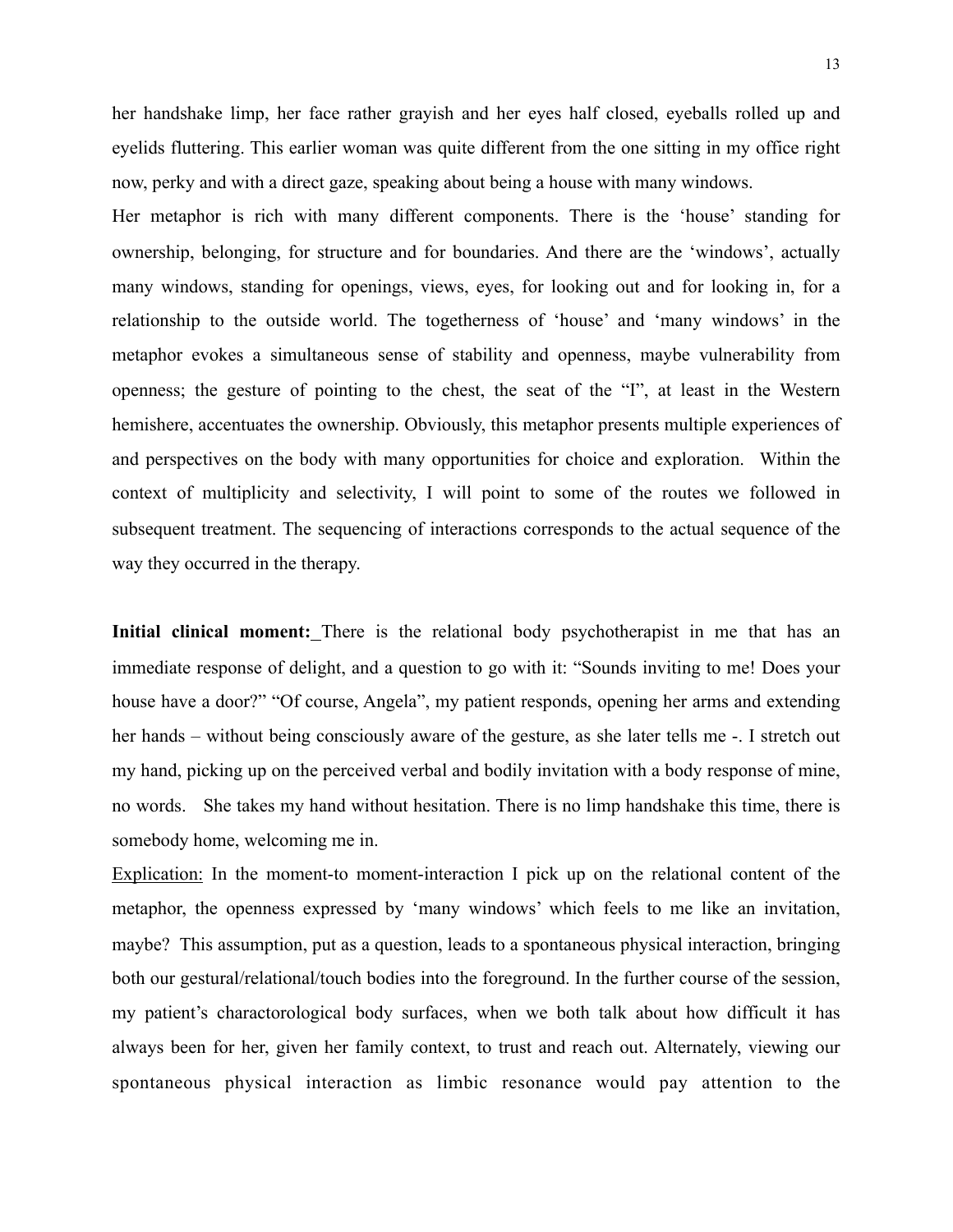her handshake limp, her face rather grayish and her eyes half closed, eyeballs rolled up and eyelids fluttering. This earlier woman was quite different from the one sitting in my office right now, perky and with a direct gaze, speaking about being a house with many windows.

Her metaphor is rich with many different components. There is the 'house' standing for ownership, belonging, for structure and for boundaries. And there are the 'windows', actually many windows, standing for openings, views, eyes, for looking out and for looking in, for a relationship to the outside world. The togetherness of 'house' and 'many windows' in the metaphor evokes a simultaneous sense of stability and openness, maybe vulnerability from openness; the gesture of pointing to the chest, the seat of the "I", at least in the Western hemishere, accentuates the ownership. Obviously, this metaphor presents multiple experiences of and perspectives on the body with many opportunities for choice and exploration. Within the context of multiplicity and selectivity, I will point to some of the routes we followed in subsequent treatment. The sequencing of interactions corresponds to the actual sequence of the way they occurred in the therapy.

**Initial clinical moment:** There is the relational body psychotherapist in me that has an immediate response of delight, and a question to go with it: "Sounds inviting to me! Does your house have a door?" "Of course, Angela", my patient responds, opening her arms and extending her hands – without being consciously aware of the gesture, as she later tells me -. I stretch out my hand, picking up on the perceived verbal and bodily invitation with a body response of mine, no words. She takes my hand without hesitation. There is no limp handshake this time, there is somebody home, welcoming me in.

Explication: In the moment-to moment-interaction I pick up on the relational content of the metaphor, the openness expressed by 'many windows' which feels to me like an invitation, maybe? This assumption, put as a question, leads to a spontaneous physical interaction, bringing both our gestural/relational/touch bodies into the foreground. In the further course of the session, my patient's charactorological body surfaces, when we both talk about how difficult it has always been for her, given her family context, to trust and reach out. Alternately, viewing our spontaneous physical interaction as limbic resonance would pay attention to the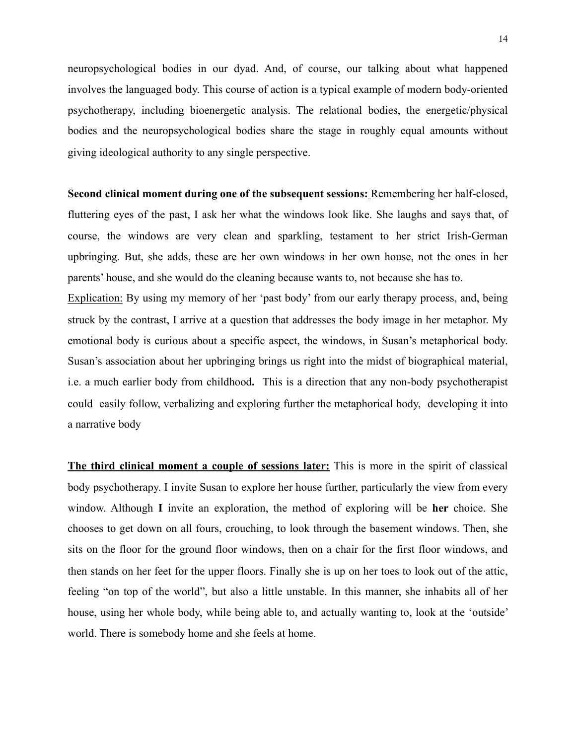neuropsychological bodies in our dyad. And, of course, our talking about what happened involves the languaged body. This course of action is a typical example of modern body-oriented psychotherapy, including bioenergetic analysis. The relational bodies, the energetic/physical bodies and the neuropsychological bodies share the stage in roughly equal amounts without giving ideological authority to any single perspective.

**Second clinical moment during one of the subsequent sessions:** Remembering her half-closed, fluttering eyes of the past, I ask her what the windows look like. She laughs and says that, of course, the windows are very clean and sparkling, testament to her strict Irish-German upbringing. But, she adds, these are her own windows in her own house, not the ones in her parents' house, and she would do the cleaning because wants to, not because she has to.

Explication: By using my memory of her 'past body' from our early therapy process, and, being struck by the contrast, I arrive at a question that addresses the body image in her metaphor. My emotional body is curious about a specific aspect, the windows, in Susan's metaphorical body. Susan's association about her upbringing brings us right into the midst of biographical material, i.e. a much earlier body from childhood**.** This is a direction that any non-body psychotherapist could easily follow, verbalizing and exploring further the metaphorical body, developing it into a narrative body

**The third clinical moment a couple of sessions later:** This is more in the spirit of classical body psychotherapy. I invite Susan to explore her house further, particularly the view from every window. Although **I** invite an exploration, the method of exploring will be **her** choice. She chooses to get down on all fours, crouching, to look through the basement windows. Then, she sits on the floor for the ground floor windows, then on a chair for the first floor windows, and then stands on her feet for the upper floors. Finally she is up on her toes to look out of the attic, feeling "on top of the world", but also a little unstable. In this manner, she inhabits all of her house, using her whole body, while being able to, and actually wanting to, look at the 'outside' world. There is somebody home and she feels at home.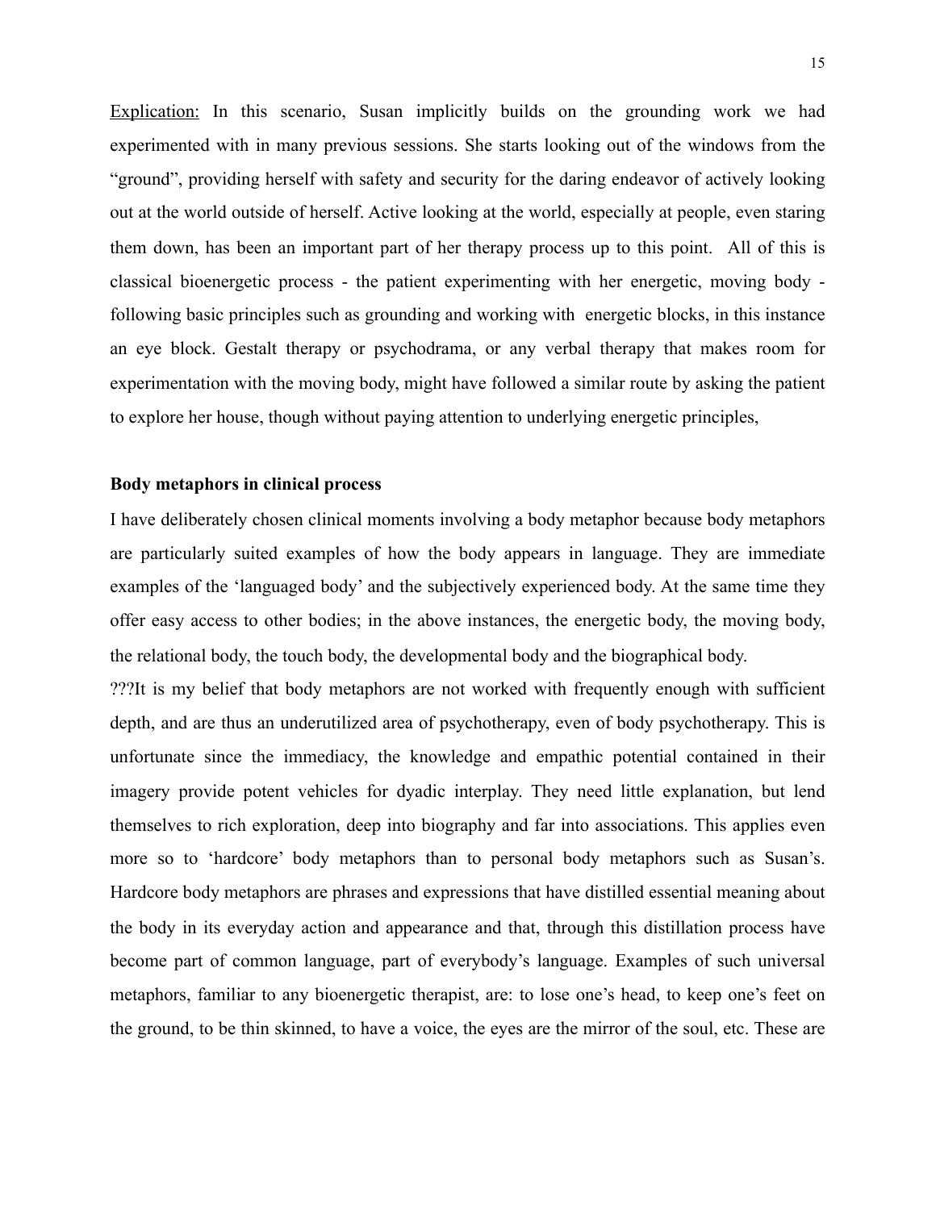Explication: In this scenario, Susan implicitly builds on the grounding work we had experimented with in many previous sessions. She starts looking out of the windows from the "ground", providing herself with safety and security for the daring endeavor of actively looking out at the world outside of herself. Active looking at the world, especially at people, even staring them down, has been an important part of her therapy process up to this point. All of this is classical bioenergetic process - the patient experimenting with her energetic, moving body - following basic principles such as grounding and working with energetic blocks, in this instance an eye block. Gestalt therapy or psychodrama, or any verbal therapy that makes room for experimentation with the moving body, might have followed a similar route by asking the patient to explore her house, though without paying attention to underlying energetic principles,

**Body metaphors in clinical process**

I have deliberately chosen clinical moments involving a body metaphor because body metaphors are particularly suited examples of how the body appears in language. They are immediate examples of the 'languaged body' and the subjectively experienced body. At the same time they offer easy access to other bodies; in the above instances, the energetic body, the moving body, the relational body, the touch body, the developmental body and the biographical body.

???It is my belief that body metaphors are not worked with frequently enough with sufficient depth, and are thus an underutilized area of psychotherapy, even of body psychotherapy. This is unfortunate since the immediacy, the knowledge and empathic potential contained in their imagery provide potent vehicles for dyadic interplay. They need little explanation, but lend themselves to rich exploration, deep into biography and far into associations. This applies even more so to 'hardcore' body metaphors than to personal body metaphors such as Susan's. Hardcore body metaphors are phrases and expressions that have distilled essential meaning about the body in its everyday action and appearance and that, through this distillation process have become part of common language, part of everybody's language. Examples of such universal metaphors, familiar to any bioenergetic therapist, are: to lose one's head, to keep one's feet on the ground, to be thin skinned, to have a voice, the eyes are the mirror of the soul, etc. These are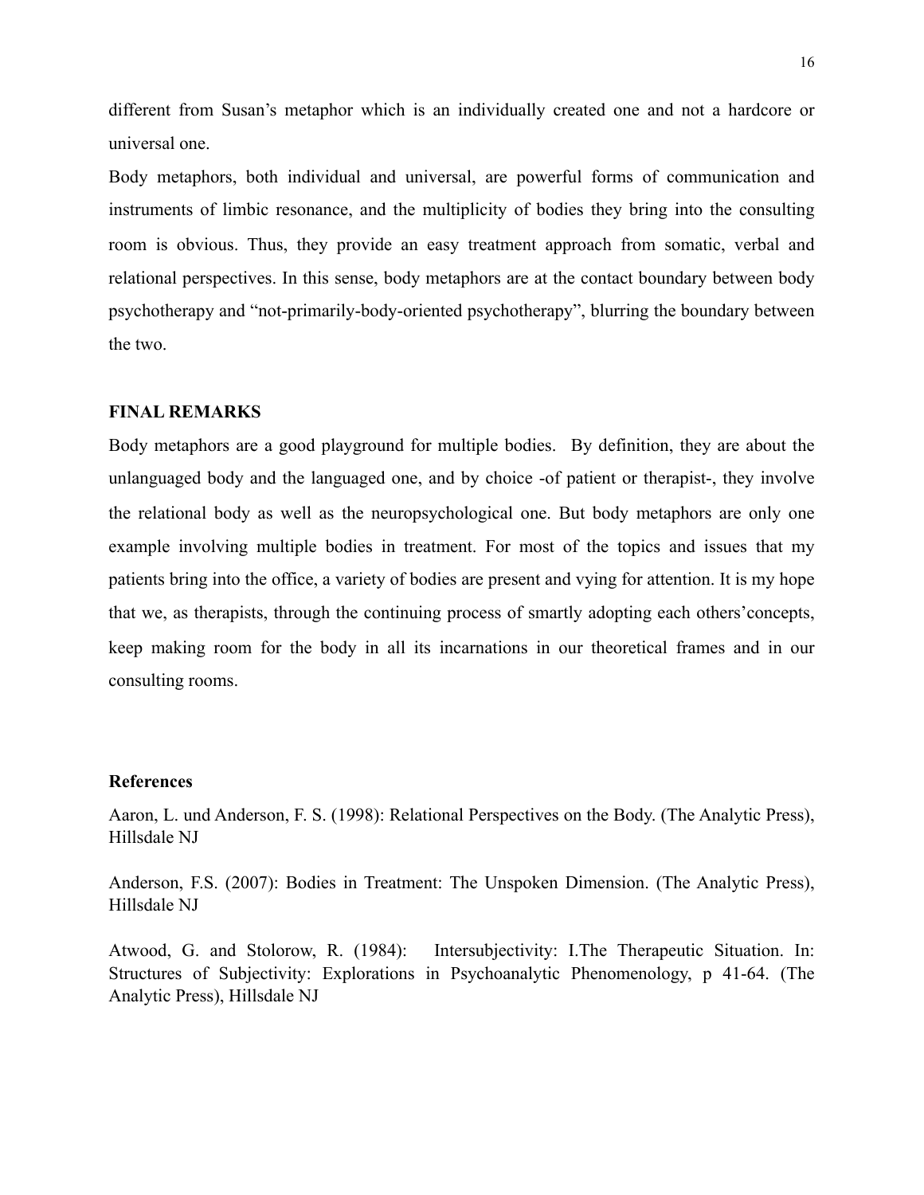different from Susan's metaphor which is an individually created one and not a hardcore or universal one.

Body metaphors, both individual and universal, are powerful forms of communication and instruments of limbic resonance, and the multiplicity of bodies they bring into the consulting room is obvious. Thus, they provide an easy treatment approach from somatic, verbal and relational perspectives. In this sense, body metaphors are at the contact boundary between body psychotherapy and "not-primarily-body-oriented psychotherapy", blurring the boundary between the two.

**FINAL REMARKS**

Body metaphors are a good playground for multiple bodies. By definition, they are about the unlanguaged body and the languaged one, and by choice -of patient or therapist-, they involve the relational body as well as the neuropsychological one. But body metaphors are only one example involving multiple bodies in treatment. For most of the topics and issues that my patients bring into the office, a variety of bodies are present and vying for attention. It is my hope that we, as therapists, through the continuing process of smartly adopting each others'concepts, keep making room for the body in all its incarnations in our theoretical frames and in our consulting rooms.

**References**

Aaron, L. und Anderson, F. S. (1998): Relational Perspectives on the Body. (The Analytic Press), Hillsdale NJ

Anderson, F.S. (2007): Bodies in Treatment: The Unspoken Dimension. (The Analytic Press), Hillsdale NJ

Atwood, G. and Stolorow, R. (1984): Intersubjectivity: I.The Therapeutic Situation. In: Structures of Subjectivity: Explorations in Psychoanalytic Phenomenology, p 41-64. (The Analytic Press), Hillsdale NJ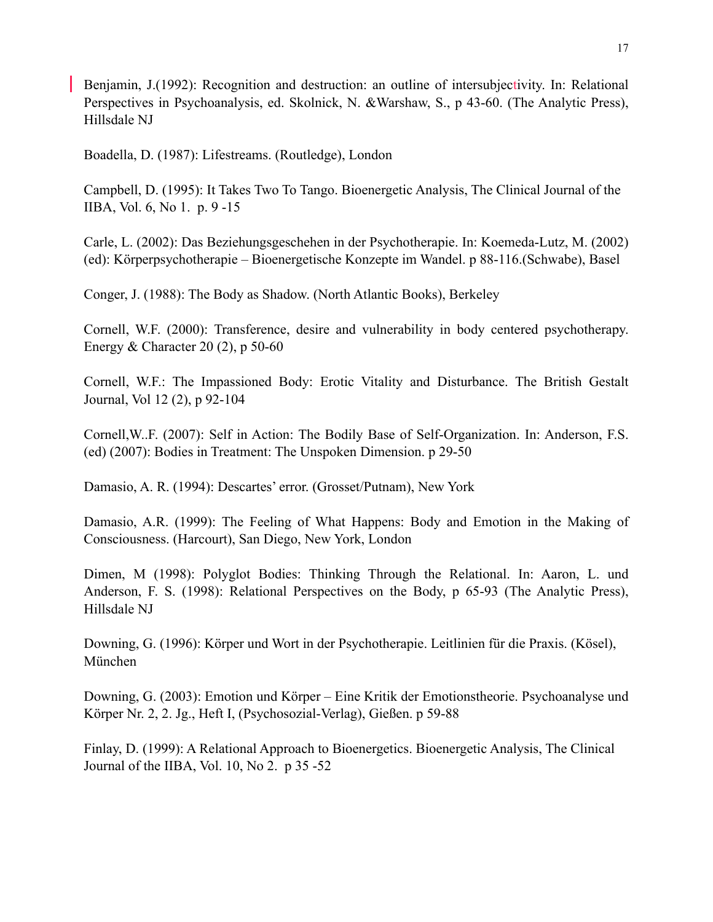Benjamin, J.(1992): Recognition and destruction: an outline of intersubjectivity. In: Relational Perspectives in Psychoanalysis, ed. Skolnick, N. &Warshaw, S., p 43-60. (The Analytic Press), Hillsdale NJ

Boadella, D. (1987): Lifestreams. (Routledge), London

Campbell, D. (1995): It Takes Two To Tango. Bioenergetic Analysis, The Clinical Journal of the IIBA, Vol. 6, No 1. p. 9 -15

Carle, L. (2002): Das Beziehungsgeschehen in der Psychotherapie. In: Koemeda-Lutz, M. (2002) (ed): Körperpsychotherapie – Bioenergetische Konzepte im Wandel. p 88-116.(Schwabe), Basel

Conger, J. (1988): The Body as Shadow. (North Atlantic Books), Berkeley

Cornell, W.F. (2000): Transference, desire and vulnerability in body centered psychotherapy. Energy & Character 20 (2), p 50-60

Cornell, W.F.: The Impassioned Body: Erotic Vitality and Disturbance. The British Gestalt Journal, Vol 12 (2), p 92-104

Cornell,W..F. (2007): Self in Action: The Bodily Base of Self-Organization. In: Anderson, F.S. (ed) (2007): Bodies in Treatment: The Unspoken Dimension. p 29-50

Damasio, A. R. (1994): Descartes' error. (Grosset/Putnam), New York

Damasio, A.R. (1999): The Feeling of What Happens: Body and Emotion in the Making of Consciousness. (Harcourt), San Diego, New York, London

Dimen, M (1998): Polyglot Bodies: Thinking Through the Relational. In: Aaron, L. und Anderson, F. S. (1998): Relational Perspectives on the Body, p 65-93 (The Analytic Press), Hillsdale NJ

Downing, G. (1996): Körper und Wort in der Psychotherapie. Leitlinien für die Praxis. (Kösel), München

Downing, G. (2003): Emotion und Körper – Eine Kritik der Emotionstheorie. Psychoanalyse und Körper Nr. 2, 2. Jg., Heft I, (Psychosozial-Verlag), Gießen. p 59-88

Finlay, D. (1999): A Relational Approach to Bioenergetics. Bioenergetic Analysis, The Clinical Journal of the IIBA, Vol. 10, No 2. p 35 -52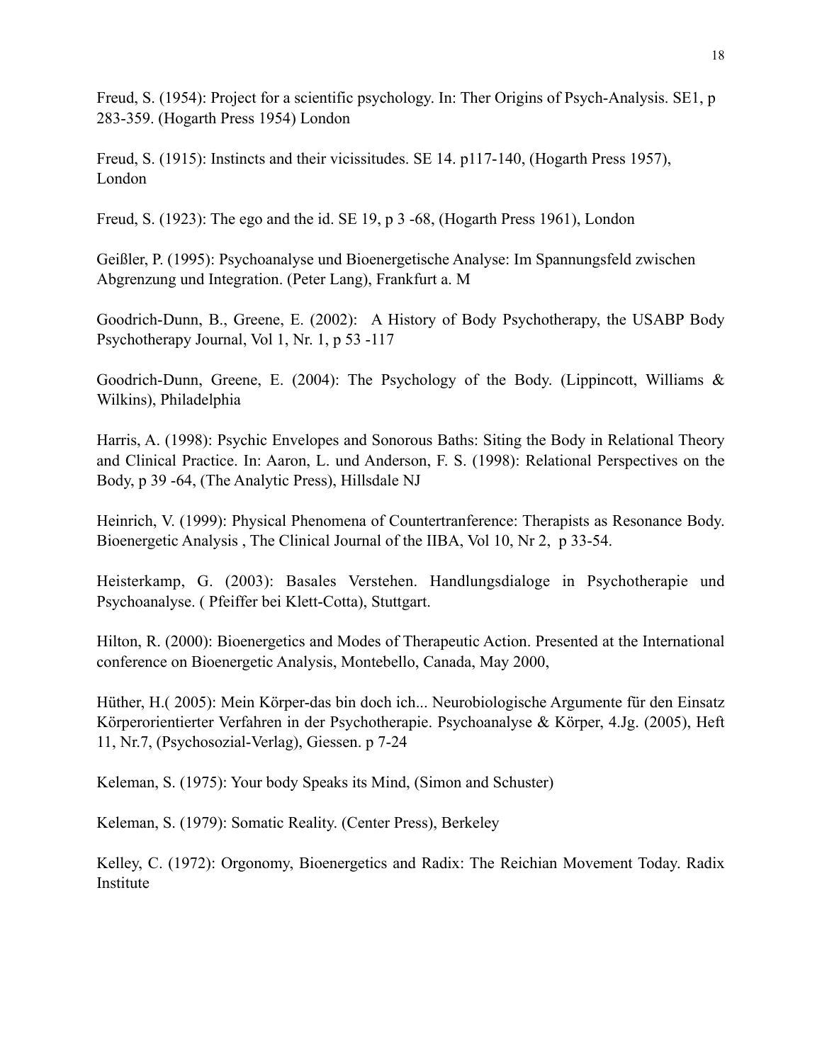Freud, S. (1954): Project for a scientific psychology. In: Ther Origins of Psych-Analysis. SE1, p 283-359. (Hogarth Press 1954) London

Freud, S. (1915): Instincts and their vicissitudes. SE 14. p117-140, (Hogarth Press 1957), London

Freud, S. (1923): The ego and the id. SE 19, p 3 -68, (Hogarth Press 1961), London

Geißler, P. (1995): Psychoanalyse und Bioenergetische Analyse: Im Spannungsfeld zwischen Abgrenzung und Integration. (Peter Lang), Frankfurt a. M

Goodrich-Dunn, B., Greene, E. (2002): A History of Body Psychotherapy, the USABP Body Psychotherapy Journal, Vol 1, Nr. 1, p 53 -117

Goodrich-Dunn, Greene, E. (2004): The Psychology of the Body. (Lippincott, Williams & Wilkins), Philadelphia

Harris, A. (1998): Psychic Envelopes and Sonorous Baths: Siting the Body in Relational Theory and Clinical Practice. In: Aaron, L. und Anderson, F. S. (1998): Relational Perspectives on the Body, p 39 -64, (The Analytic Press), Hillsdale NJ

Heinrich, V. (1999): Physical Phenomena of Countertranference: Therapists as Resonance Body. Bioenergetic Analysis , The Clinical Journal of the IIBA, Vol 10, Nr 2, p 33-54.

Heisterkamp, G. (2003): Basales Verstehen. Handlungsdialoge in Psychotherapie und Psychoanalyse. ( Pfeiffer bei Klett-Cotta), Stuttgart.

Hilton, R. (2000): Bioenergetics and Modes of Therapeutic Action. Presented at the International conference on Bioenergetic Analysis, Montebello, Canada, May 2000,

Hüther, H.( 2005): Mein Körper-das bin doch ich... Neurobiologische Argumente für den Einsatz Körperorientierter Verfahren in der Psychotherapie. Psychoanalyse & Körper, 4.Jg. (2005), Heft 11, Nr.7, (Psychosozial-Verlag), Giessen. p 7-24

Keleman, S. (1975): Your body Speaks its Mind, (Simon and Schuster)

Keleman, S. (1979): Somatic Reality. (Center Press), Berkeley

Kelley, C. (1972): Orgonomy, Bioenergetics and Radix: The Reichian Movement Today. Radix Institute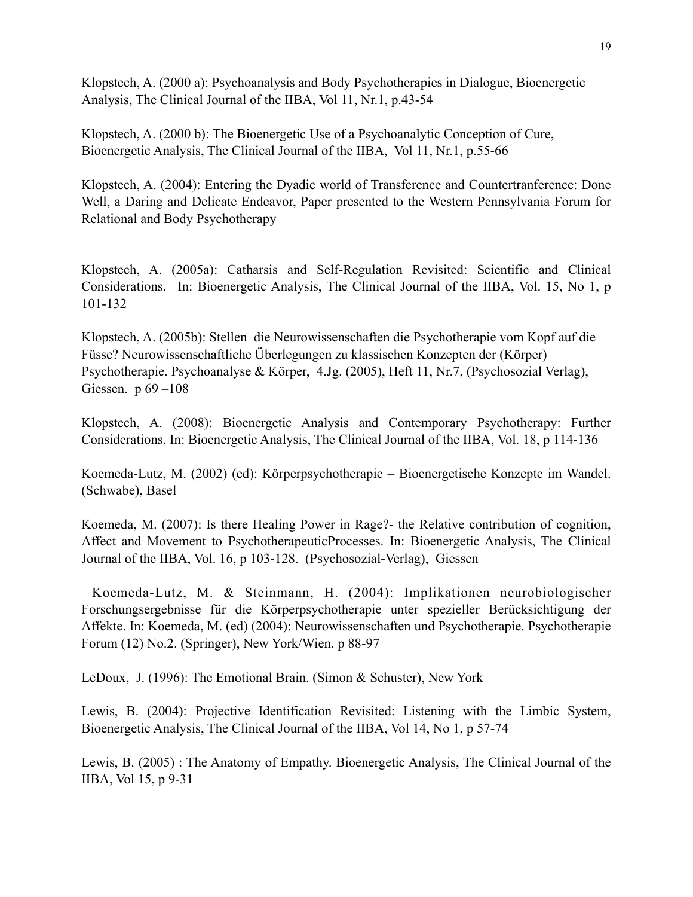Klopstech, A. (2000 a): Psychoanalysis and Body Psychotherapies in Dialogue, Bioenergetic Analysis, The Clinical Journal of the IIBA, Vol 11, Nr.1, p.43-54

Klopstech, A. (2000 b): The Bioenergetic Use of a Psychoanalytic Conception of Cure, Bioenergetic Analysis, The Clinical Journal of the IIBA, Vol 11, Nr.1, p.55-66

Klopstech, A. (2004): Entering the Dyadic world of Transference and Countertranference: Done Well, a Daring and Delicate Endeavor, Paper presented to the Western Pennsylvania Forum for Relational and Body Psychotherapy

Klopstech, A. (2005a): Catharsis and Self-Regulation Revisited: Scientific and Clinical Considerations. In: Bioenergetic Analysis, The Clinical Journal of the IIBA, Vol. 15, No 1, p 101-132

Klopstech, A. (2005b): Stellen die Neurowissenschaften die Psychotherapie vom Kopf auf die Füsse? Neurowissenschaftliche Überlegungen zu klassischen Konzepten der (Körper) Psychotherapie. Psychoanalyse & Körper, 4.Jg. (2005), Heft 11, Nr.7, (Psychosozial Verlag), Giessen. p 69 –108

Klopstech, A. (2008): Bioenergetic Analysis and Contemporary Psychotherapy: Further Considerations. In: Bioenergetic Analysis, The Clinical Journal of the IIBA, Vol. 18, p 114-136

Koemeda-Lutz, M. (2002) (ed): Körperpsychotherapie – Bioenergetische Konzepte im Wandel. (Schwabe), Basel

Koemeda, M. (2007): Is there Healing Power in Rage?- the Relative contribution of cognition, Affect and Movement to PsychotherapeuticProcesses. In: Bioenergetic Analysis, The Clinical Journal of the IIBA, Vol. 16, p 103-128. (Psychosozial-Verlag), Giessen

Koemeda-Lutz, M. & Steinmann, H. (2004): Implikationen neurobiologischer Forschungsergebnisse für die Körperpsychotherapie unter spezieller Berücksichtigung der Affekte. In: Koemeda, M. (ed) (2004): Neurowissenschaften und Psychotherapie. Psychotherapie Forum (12) No.2. (Springer), New York/Wien. p 88-97

LeDoux, J. (1996): The Emotional Brain. (Simon & Schuster), New York

Lewis, B. (2004): Projective Identification Revisited: Listening with the Limbic System, Bioenergetic Analysis, The Clinical Journal of the IIBA, Vol 14, No 1, p 57-74

Lewis, B. (2005) : The Anatomy of Empathy. Bioenergetic Analysis, The Clinical Journal of the IIBA, Vol 15, p 9-31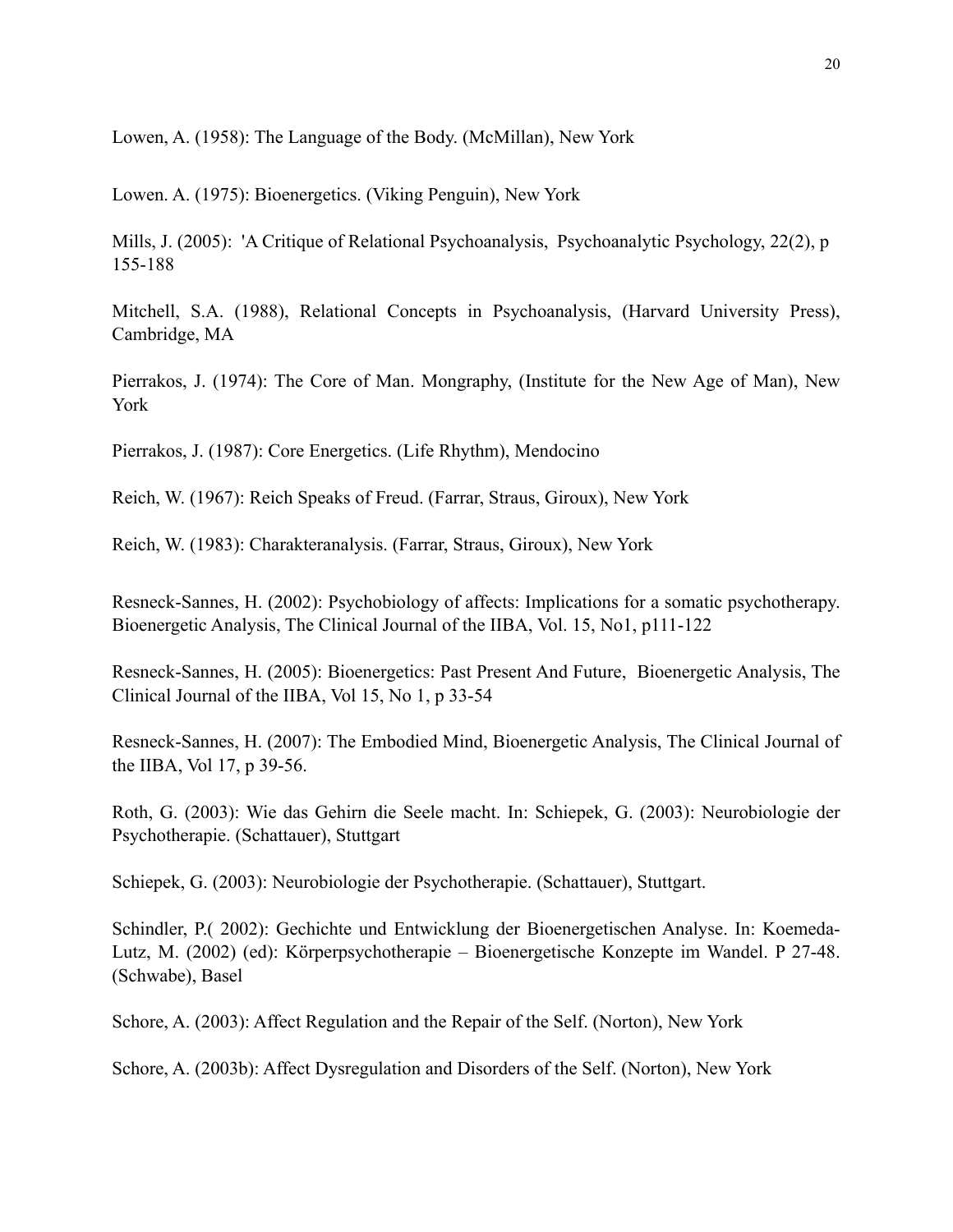Lowen, A. (1958): The Language of the Body. (McMillan), New York

Lowen. A. (1975): Bioenergetics. (Viking Penguin), New York

Mills, J. (2005): 'A Critique of Relational Psychoanalysis, Psychoanalytic Psychology, 22(2), p 155-188

Mitchell, S.A. (1988), Relational Concepts in Psychoanalysis, (Harvard University Press), Cambridge, MA

Pierrakos, J. (1974): The Core of Man. Mongraphy, (Institute for the New Age of Man), New York

Pierrakos, J. (1987): Core Energetics. (Life Rhythm), Mendocino

Reich, W. (1967): Reich Speaks of Freud. (Farrar, Straus, Giroux), New York

Reich, W. (1983): Charakteranalysis. (Farrar, Straus, Giroux), New York

Resneck-Sannes, H. (2002): Psychobiology of affects: Implications for a somatic psychotherapy. Bioenergetic Analysis, The Clinical Journal of the IIBA, Vol. 15, No1, p111-122

Resneck-Sannes, H. (2005): Bioenergetics: Past Present And Future, Bioenergetic Analysis, The Clinical Journal of the IIBA, Vol 15, No 1, p 33-54

Resneck-Sannes, H. (2007): The Embodied Mind, Bioenergetic Analysis, The Clinical Journal of the IIBA, Vol 17, p 39-56.

Roth, G. (2003): Wie das Gehirn die Seele macht. In: Schiepek, G. (2003): Neurobiologie der Psychotherapie. (Schattauer), Stuttgart

Schiepek, G. (2003): Neurobiologie der Psychotherapie. (Schattauer), Stuttgart.

Schindler, P.( 2002): Gechichte und Entwicklung der Bioenergetischen Analyse. In: Koemeda-Lutz, M. (2002) (ed): Körperpsychotherapie – Bioenergetische Konzepte im Wandel. P 27-48. (Schwabe), Basel

Schore, A. (2003): Affect Regulation and the Repair of the Self. (Norton), New York

Schore, A. (2003b): Affect Dysregulation and Disorders of the Self. (Norton), New York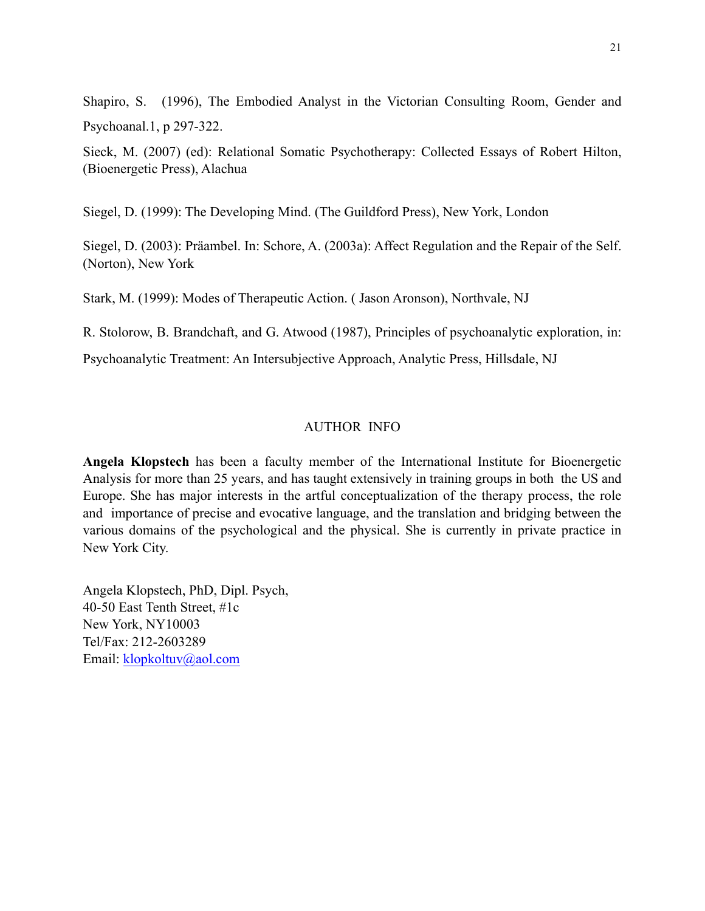Shapiro, S. (1996), The Embodied Analyst in the Victorian Consulting Room, Gender and Psychoanal.1, p 297-322.

Sieck, M. (2007) (ed): Relational Somatic Psychotherapy: Collected Essays of Robert Hilton, (Bioenergetic Press), Alachua

Siegel, D. (1999): The Developing Mind. (The Guildford Press), New York, London

Siegel, D. (2003): Präambel. In: Schore, A. (2003a): Affect Regulation and the Repair of the Self. (Norton), New York

Stark, M. (1999): Modes of Therapeutic Action. ( Jason Aronson), Northvale, NJ

R. Stolorow, B. Brandchaft, and G. Atwood (1987), Principles of psychoanalytic exploration, in: Psychoanalytic Treatment: An Intersubjective Approach, Analytic Press, Hillsdale, NJ

## AUTHOR INFO

**Angela Klopstech** has been a faculty member of the International Institute for Bioenergetic Analysis for more than 25 years, and has taught extensively in training groups in both the US and Europe. She has major interests in the artful conceptualization of the therapy process, the role and importance of precise and evocative language, and the translation and bridging between the various domains of the psychological and the physical. She is currently in private practice in New York City.

Angela Klopstech, PhD, Dipl. Psych,
40-50 East Tenth Street, #1c
New York, NY10003
Tel/Fax: 212-2603289
Email: klopkoltuv@aol.com